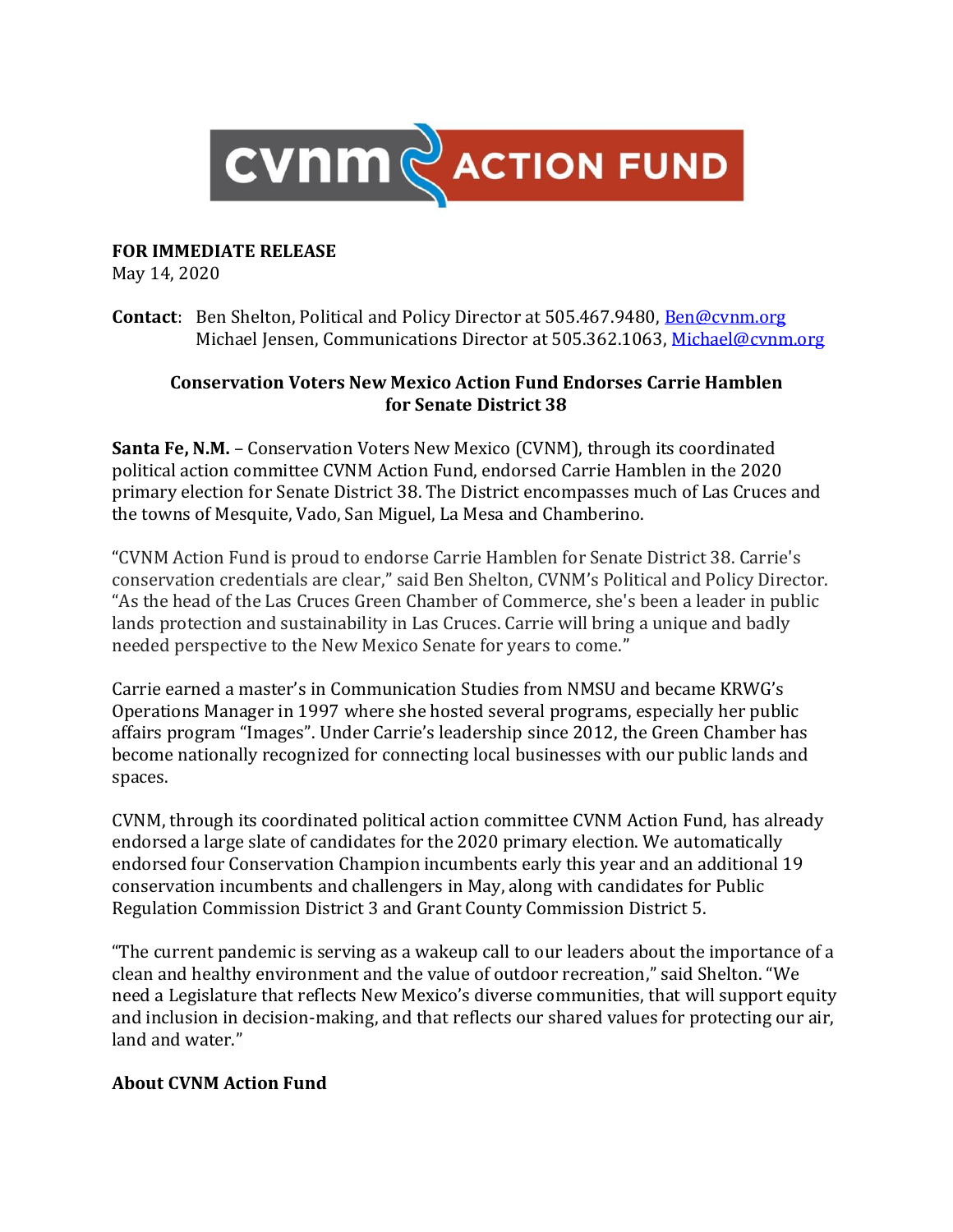**FOR IMMEDIATE RELEASE**
May 14, 2020

**Contact**: Ben Shelton, Political and Policy Director at 505.467.9480, Ben@cvnm.org
Michael Jensen, Communications Director at 505.362.1063, Michael@cvnm.org

## Conservation Voters New Mexico Action Fund Endorses Carrie Hamblen for Senate District 38

**Santa Fe, N.M.** – Conservation Voters New Mexico (CVNM), through its coordinated political action committee CVNM Action Fund, endorsed Carrie Hamblen in the 2020 primary election for Senate District 38. The District encompasses much of Las Cruces and the towns of Mesquite, Vado, San Miguel, La Mesa and Chamberino.

"CVNM Action Fund is proud to endorse Carrie Hamblen for Senate District 38. Carrie's conservation credentials are clear," said Ben Shelton, CVNM's Political and Policy Director. "As the head of the Las Cruces Green Chamber of Commerce, she's been a leader in public lands protection and sustainability in Las Cruces. Carrie will bring a unique and badly needed perspective to the New Mexico Senate for years to come."

Carrie earned a master's in Communication Studies from NMSU and became KRWG's Operations Manager in 1997 where she hosted several programs, especially her public affairs program "Images". Under Carrie's leadership since 2012, the Green Chamber has become nationally recognized for connecting local businesses with our public lands and spaces.

CVNM, through its coordinated political action committee CVNM Action Fund, has already endorsed a large slate of candidates for the 2020 primary election. We automatically endorsed four Conservation Champion incumbents early this year and an additional 19 conservation incumbents and challengers in May, along with candidates for Public Regulation Commission District 3 and Grant County Commission District 5.

"The current pandemic is serving as a wakeup call to our leaders about the importance of a clean and healthy environment and the value of outdoor recreation," said Shelton. "We need a Legislature that reflects New Mexico's diverse communities, that will support equity and inclusion in decision-making, and that reflects our shared values for protecting our air, land and water."

**About CVNM Action Fund**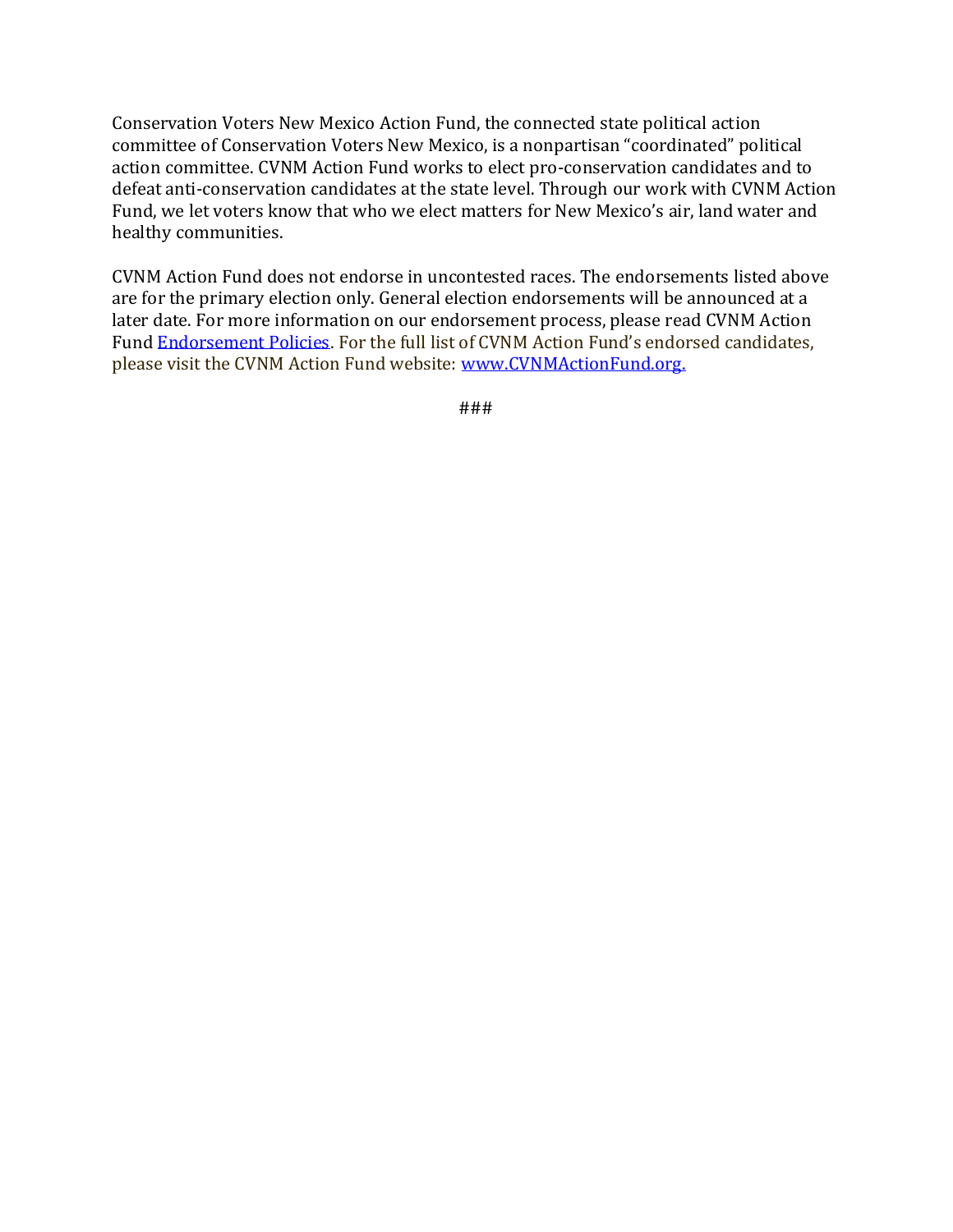Conservation Voters New Mexico Action Fund, the connected state political action committee of Conservation Voters New Mexico, is a nonpartisan "coordinated" political action committee. CVNM Action Fund works to elect pro-conservation candidates and to defeat anti-conservation candidates at the state level. Through our work with CVNM Action Fund, we let voters know that who we elect matters for New Mexico's air, land water and healthy communities.

CVNM Action Fund does not endorse in uncontested races. The endorsements listed above are for the primary election only. General election endorsements will be announced at a later date. For more information on our endorsement process, please read CVNM Action Fund Endorsement Policies. For the full list of CVNM Action Fund's endorsed candidates, please visit the CVNM Action Fund website: www.CVNMActionFund.org.

###